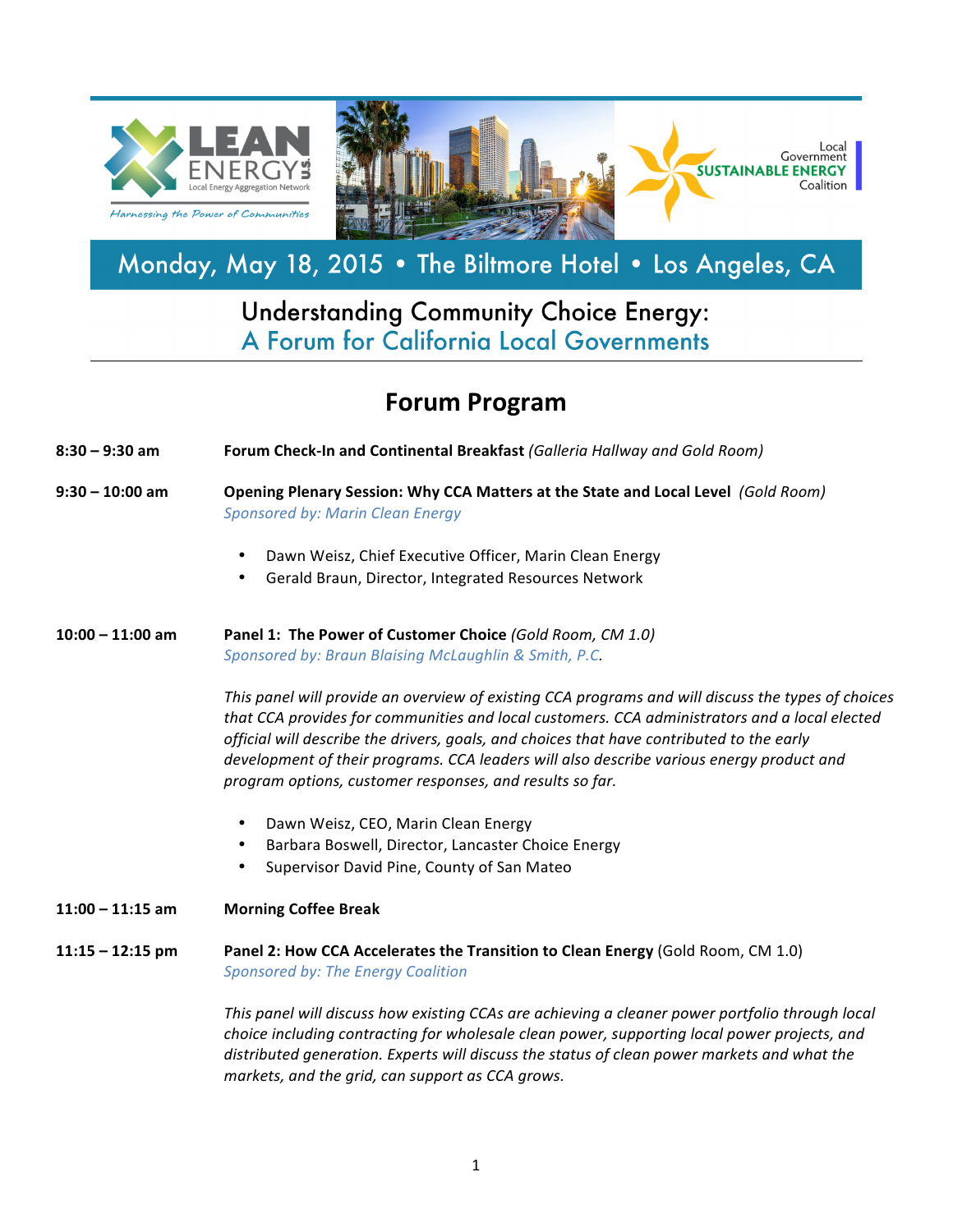LEAN ENERGY US — Local Energy Aggregation Network — *Harnessing the Power of Communities*

Local Government SUSTAINABLE ENERGY Coalition

Monday, May 18, 2015 • The Biltmore Hotel • Los Angeles, CA

# Understanding Community Choice Energy: A Forum for California Local Governments

## Forum Program

**8:30 – 9:30 am** — **Forum Check-In and Continental Breakfast** *(Galleria Hallway and Gold Room)*

**9:30 – 10:00 am** — **Opening Plenary Session: Why CCA Matters at the State and Local Level** *(Gold Room)*
*Sponsored by: Marin Clean Energy*

- Dawn Weisz, Chief Executive Officer, Marin Clean Energy
- Gerald Braun, Director, Integrated Resources Network

**10:00 – 11:00 am** — **Panel 1: The Power of Customer Choice** *(Gold Room, CM 1.0)*
*Sponsored by: Braun Blaising McLaughlin & Smith, P.C.*

*This panel will provide an overview of existing CCA programs and will discuss the types of choices that CCA provides for communities and local customers. CCA administrators and a local elected official will describe the drivers, goals, and choices that have contributed to the early development of their programs. CCA leaders will also describe various energy product and program options, customer responses, and results so far.*

- Dawn Weisz, CEO, Marin Clean Energy
- Barbara Boswell, Director, Lancaster Choice Energy
- Supervisor David Pine, County of San Mateo

**11:00 – 11:15 am** — **Morning Coffee Break**

**11:15 – 12:15 pm** — **Panel 2: How CCA Accelerates the Transition to Clean Energy** (Gold Room, CM 1.0)
*Sponsored by: The Energy Coalition*

*This panel will discuss how existing CCAs are achieving a cleaner power portfolio through local choice including contracting for wholesale clean power, supporting local power projects, and distributed generation. Experts will discuss the status of clean power markets and what the markets, and the grid, can support as CCA grows.*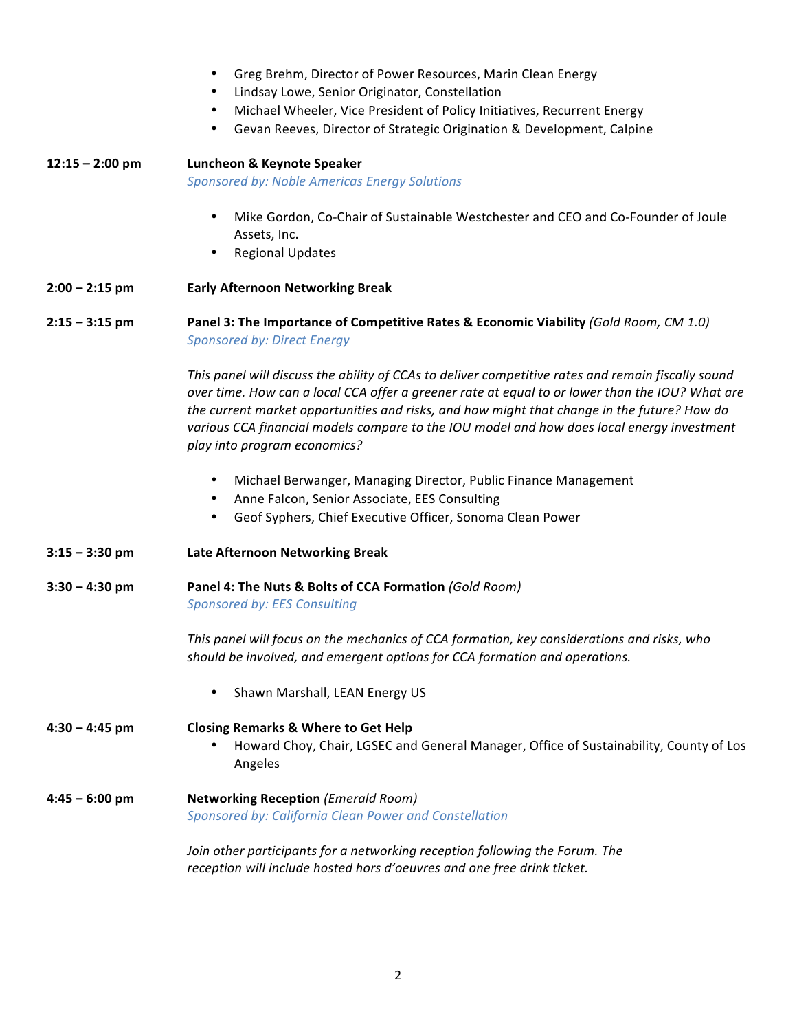- Greg Brehm, Director of Power Resources, Marin Clean Energy
- Lindsay Lowe, Senior Originator, Constellation
- Michael Wheeler, Vice President of Policy Initiatives, Recurrent Energy
- Gevan Reeves, Director of Strategic Origination & Development, Calpine

**12:15 – 2:00 pm** **Luncheon & Keynote Speaker**
*Sponsored by: Noble Americas Energy Solutions*

- Mike Gordon, Co-Chair of Sustainable Westchester and CEO and Co-Founder of Joule Assets, Inc.
- Regional Updates

**2:00 – 2:15 pm** **Early Afternoon Networking Break**

**2:15 – 3:15 pm** **Panel 3: The Importance of Competitive Rates & Economic Viability** *(Gold Room, CM 1.0)*
*Sponsored by: Direct Energy*

*This panel will discuss the ability of CCAs to deliver competitive rates and remain fiscally sound over time. How can a local CCA offer a greener rate at equal to or lower than the IOU? What are the current market opportunities and risks, and how might that change in the future? How do various CCA financial models compare to the IOU model and how does local energy investment play into program economics?*

- Michael Berwanger, Managing Director, Public Finance Management
- Anne Falcon, Senior Associate, EES Consulting
- Geof Syphers, Chief Executive Officer, Sonoma Clean Power

**3:15 – 3:30 pm** **Late Afternoon Networking Break**

**3:30 – 4:30 pm** **Panel 4: The Nuts & Bolts of CCA Formation** *(Gold Room)*
*Sponsored by: EES Consulting*

*This panel will focus on the mechanics of CCA formation, key considerations and risks, who should be involved, and emergent options for CCA formation and operations.*

- Shawn Marshall, LEAN Energy US

**4:30 – 4:45 pm** **Closing Remarks & Where to Get Help**

- Howard Choy, Chair, LGSEC and General Manager, Office of Sustainability, County of Los Angeles

**4:45 – 6:00 pm** **Networking Reception** *(Emerald Room)*
*Sponsored by: California Clean Power and Constellation*

*Join other participants for a networking reception following the Forum. The reception will include hosted hors d'oeuvres and one free drink ticket.*